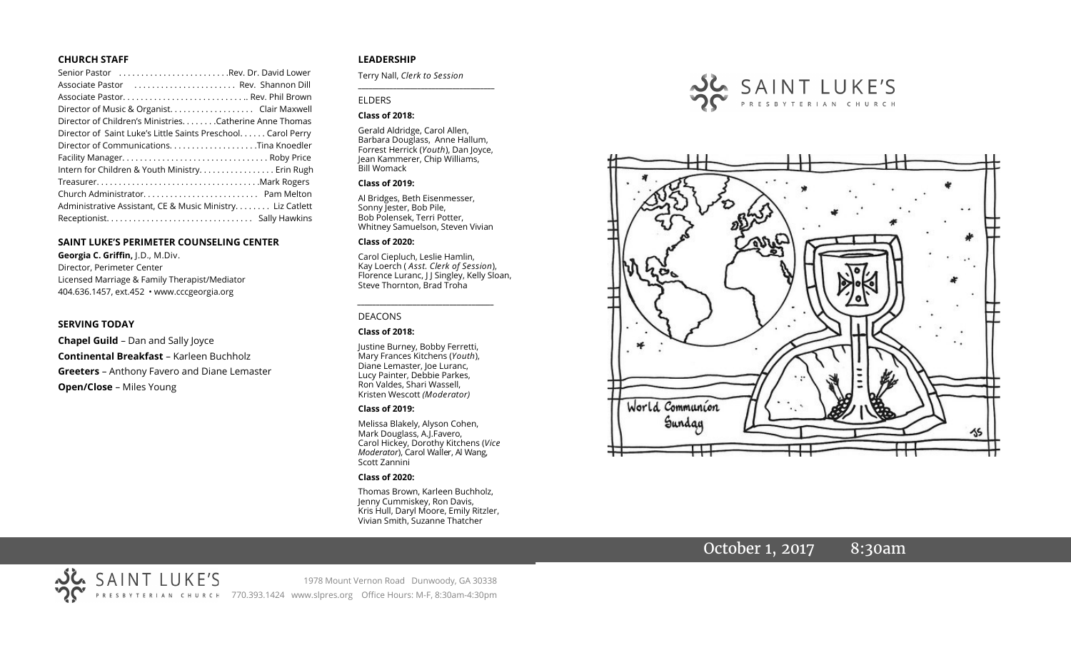### CHURCH STAFF

Senior Pastor . . . . . . . . . . . . . . . . . . . . . . . . .Rev. Dr. David Lower
Associate Pastor . . . . . . . . . . . . . . . . . . . . . . . Rev. Shannon Dill
Associate Pastor. . . . . . . . . . . . . . . . . . . . . . . . . . .. Rev. Phil Brown
Director of Music & Organist. . . . . . . . . . . . . . . . . . Clair Maxwell
Director of Children's Ministries. . . . . . . .Catherine Anne Thomas
Director of Saint Luke's Little Saints Preschool. . . . . . Carol Perry
Director of Communications. . . . . . . . . . . . . . . . . . . .Tina Knoedler
Facility Manager. . . . . . . . . . . . . . . . . . . . . . . . . . . . . . . . Roby Price
Intern for Children & Youth Ministry. . . . . . . . . . . . . . . . . Erin Rugh
Treasurer. . . . . . . . . . . . . . . . . . . . . . . . . . . . . . . . . . . . .Mark Rogers
Church Administrator. . . . . . . . . . . . . . . . . . . . . . . . . . Pam Melton
Administrative Assistant, CE & Music Ministry. . . . . . . . Liz Catlett
Receptionist. . . . . . . . . . . . . . . . . . . . . . . . . . . . . . . . . Sally Hawkins

### SAINT LUKE'S PERIMETER COUNSELING CENTER

**Georgia C. Griffin,** J.D., M.Div.
Director, Perimeter Center
Licensed Marriage & Family Therapist/Mediator
404.636.1457, ext.452 • www.cccgeorgia.org

### SERVING TODAY

**Chapel Guild** – Dan and Sally Joyce
**Continental Breakfast** – Karleen Buchholz
**Greeters** – Anthony Favero and Diane Lemaster
**Open/Close** – Miles Young

### LEADERSHIP

Terry Nall, *Clerk to Session*

ELDERS

**Class of 2018:**

Gerald Aldridge, Carol Allen, Barbara Douglass, Anne Hallum, Forrest Herrick (*Youth*), Dan Joyce, Jean Kammerer, Chip Williams, Bill Womack

**Class of 2019:**

Al Bridges, Beth Eisenmesser, Sonny Jester, Bob Pile, Bob Polensek, Terri Potter, Whitney Samuelson, Steven Vivian

**Class of 2020:**

Carol Ciepluch, Leslie Hamlin, Kay Loerch ( *Asst. Clerk of Session*), Florence Luranc, J J Singley, Kelly Sloan, Steve Thornton, Brad Troha

DEACONS

**Class of 2018:**

Justine Burney, Bobby Ferretti, Mary Frances Kitchens (*Youth*), Diane Lemaster, Joe Luranc, Lucy Painter, Debbie Parkes, Ron Valdes, Shari Wassell, Kristen Wescott *(Moderator)*

**Class of 2019:**

Melissa Blakely, Alyson Cohen, Mark Douglass, A.J.Favero, Carol Hickey, Dorothy Kitchens (*Vice Moderator*), Carol Waller, Al Wang, Scott Zannini

**Class of 2020:**

Thomas Brown, Karleen Buchholz, Jenny Cummiskey, Ron Davis, Kris Hull, Daryl Moore, Emily Ritzler, Vivian Smith, Suzanne Thatcher

# SAINT LUKE'S
PRESBYTERIAN CHURCH

World Communion Sunday

October 1, 2017 8:30am

SAINT LUKE'S PRESBYTERIAN CHURCH 1978 Mount Vernon Road Dunwoody, GA 30338
770.393.1424 www.slpres.org Office Hours: M-F, 8:30am-4:30pm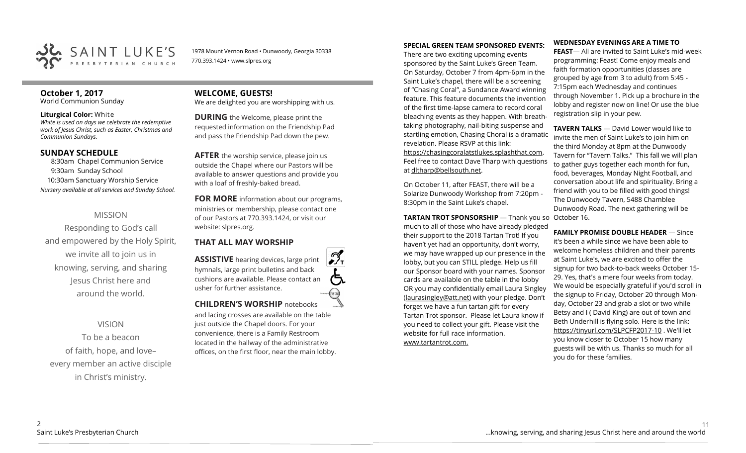# SAINT LUKE'S PRESBYTERIAN CHURCH

1978 Mount Vernon Road • Dunwoody, Georgia 30338
770.393.1424 • www.slpres.org

## October 1, 2017
World Communion Sunday

**Liturgical Color:** White
*White is used on days we celebrate the redemptive work of Jesus Christ, such as Easter, Christmas and Communion Sundays.*

## SUNDAY SCHEDULE

8:30am Chapel Communion Service
9:30am Sunday School
10:30am Sanctuary Worship Service
*Nursery available at all services and Sunday School.*

### MISSION

Responding to God's call and empowered by the Holy Spirit, we invite all to join us in knowing, serving, and sharing Jesus Christ here and around the world.

### VISION

To be a beacon of faith, hope, and love– every member an active disciple in Christ's ministry.

## WELCOME, GUESTS!

We are delighted you are worshipping with us.

**DURING** the Welcome, please print the requested information on the Friendship Pad and pass the Friendship Pad down the pew.

**AFTER** the worship service, please join us outside the Chapel where our Pastors will be available to answer questions and provide you with a loaf of freshly-baked bread.

**FOR MORE** information about our programs, ministries or membership, please contact one of our Pastors at 770.393.1424, or visit our website: slpres.org.

## THAT ALL MAY WORSHIP

**ASSISTIVE** hearing devices, large print hymnals, large print bulletins and back cushions are available. Please contact an usher for further assistance.

**CHILDREN'S WORSHIP** notebooks and lacing crosses are available on the table just outside the Chapel doors. For your convenience, there is a Family Restroom located in the hallway of the administrative offices, on the first floor, near the main lobby.

**SPECIAL GREEN TEAM SPONSORED EVENTS:** There are two exciting upcoming events sponsored by the Saint Luke's Green Team. On Saturday, October 7 from 4pm-6pm in the Saint Luke's chapel, there will be a screening of "Chasing Coral", a Sundance Award winning feature. This feature documents the invention of the first time-lapse camera to record coral bleaching events as they happen. With breath-taking photography, nail-biting suspense and startling emotion, Chasing Choral is a dramatic revelation. Please RSVP at this link: https://chasingcoralatstlukes.splashthat.com. Feel free to contact Dave Tharp with questions at dltharp@bellsouth.net.

On October 11, after FEAST, there will be a Solarize Dunwoody Workshop from 7:20pm - 8:30pm in the Saint Luke's chapel.

**TARTAN TROT SPONSORSHIP** — Thank you so much to all of those who have already pledged their support to the 2018 Tartan Trot! If you haven't yet had an opportunity, don't worry, we may have wrapped up our presence in the lobby, but you can STILL pledge. Help us fill our Sponsor board with your names. Sponsor cards are available on the table in the lobby OR you may confidentially email Laura Singley (laurasingley@att.net) with your pledge. Don't forget we have a fun tartan gift for every Tartan Trot sponsor. Please let Laura know if you need to collect your gift. Please visit the website for full race information. www.tartantrot.com.

**WEDNESDAY EVENINGS ARE A TIME TO FEAST**— All are invited to Saint Luke's mid-week programming: Feast! Come enjoy meals and faith formation opportunities (classes are grouped by age from 3 to adult) from 5:45 - 7:15pm each Wednesday and continues through November 1. Pick up a brochure in the lobby and register now on line! Or use the blue registration slip in your pew.

**TAVERN TALKS** — David Lower would like to invite the men of Saint Luke's to join him on the third Monday at 8pm at the Dunwoody Tavern for "Tavern Talks." This fall we will plan to gather guys together each month for fun, food, beverages, Monday Night Football, and conversation about life and spirituality. Bring a friend with you to be filled with good things! The Dunwoody Tavern, 5488 Chamblee Dunwoody Road. The next gathering will be October 16.

**FAMILY PROMISE DOUBLE HEADER** — Since it's been a while since we have been able to welcome homeless children and their parents at Saint Luke's, we are excited to offer the signup for two back-to-back weeks October 15-29. Yes, that's a mere four weeks from today. We would be especially grateful if you'd scroll in the signup to Friday, October 20 through Monday, October 23 and grab a slot or two while Betsy and I ( David King) are out of town and Beth Underhill is flying solo. Here is the link: https://tinyurl.com/SLPCFP2017-10 . We'll let you know closer to October 15 how many guests will be with us. Thanks so much for all you do for these families.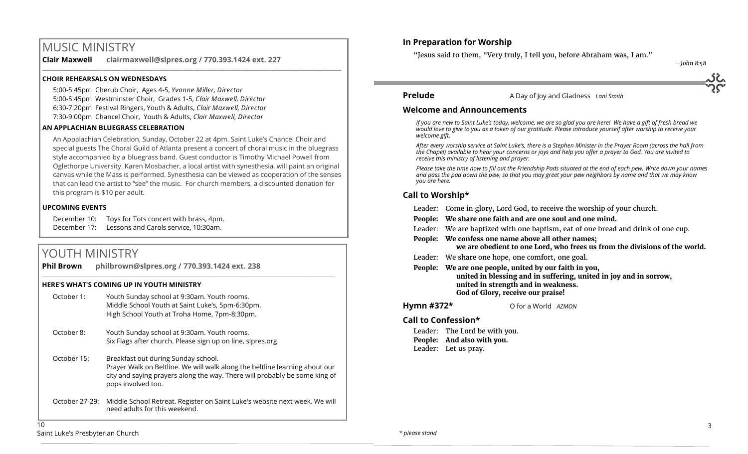# MUSIC MINISTRY

**Clair Maxwell clairmaxwell@slpres.org / 770.393.1424 ext. 227**

### CHOIR REHEARSALS ON WEDNESDAYS

5:00-5:45pm Cherub Choir, Ages 4-5, *Yvonne Miller, Director*
5:00-5:45pm Westminster Choir, Grades 1-5, *Clair Maxwell, Director*
6:30-7:20pm Festival Ringers, Youth & Adults, *Clair Maxwell, Director*
7:30-9:00pm Chancel Choir, Youth & Adults, *Clair Maxwell, Director*

### AN APPLACHIAN BLUEGRASS CELEBRATION

An Appalachian Celebration, Sunday, October 22 at 4pm. Saint Luke's Chancel Choir and special guests The Choral Guild of Atlanta present a concert of choral music in the bluegrass style accompanied by a bluegrass band. Guest conductor is Timothy Michael Powell from Oglethorpe University. Karen Mosbacher, a local artist with synesthesia, will paint an original canvas while the Mass is performed. Synesthesia can be viewed as cooperation of the senses that can lead the artist to "see" the music. For church members, a discounted donation for this program is $10 per adult.

### UPCOMING EVENTS

December 10: Toys for Tots concert with brass, 4pm.
December 17: Lessons and Carols service, 10:30am.

# YOUTH MINISTRY

**Phil Brown philbrown@slpres.org / 770.393.1424 ext. 238**

### HERE'S WHAT'S COMING UP IN YOUTH MINISTRY

October 1: Youth Sunday school at 9:30am. Youth rooms.
Middle School Youth at Saint Luke's, 5pm-6:30pm.
High School Youth at Troha Home, 7pm-8:30pm.

October 8: Youth Sunday school at 9:30am. Youth rooms.
Six Flags after church. Please sign up on line, slpres.org.

October 15: Breakfast out during Sunday school.
Prayer Walk on Beltline. We will walk along the beltline learning about our city and saying prayers along the way. There will probably be some king of pops involved too.

October 27-29: Middle School Retreat. Register on Saint Luke's website next week. We will need adults for this weekend.

## In Preparation for Worship

"Jesus said to them, "Very truly, I tell you, before Abraham was, I am."

*– John 8:58*

**Prelude** A Day of Joy and Gladness *Lani Smith*

## Welcome and Announcements

*If you are new to Saint Luke's today, welcome, we are so glad you are here! We have a gift of fresh bread we would love to give to you as a token of our gratitude. Please introduce yourself after worship to receive your welcome gift.*

*After every worship service at Saint Luke's, there is a Stephen Minister in the Prayer Room (across the hall from the Chapel) available to hear your concerns or joys and help you offer a prayer to God. You are invited to receive this ministry of listening and prayer.*

*Please take the time now to fill out the Friendship Pads situated at the end of each pew. Write down your names and pass the pad down the pew, so that you may greet your pew neighbors by name and that we may know you are here.*

## Call to Worship*

Leader: Come in glory, Lord God, to receive the worship of your church.
**People: We share one faith and are one soul and one mind.**
Leader: We are baptized with one baptism, eat of one bread and drink of one cup.
**People: We confess one name above all other names;
we are obedient to one Lord, who frees us from the divisions of the world.**
Leader: We share one hope, one comfort, one goal.
**People: We are one people, united by our faith in you,
united in blessing and in suffering, united in joy and in sorrow,
united in strength and in weakness.
God of Glory, receive our praise!**

**Hymn #372*** O for a World *AZMON*

## Call to Confession*

Leader: The Lord be with you.
**People: And also with you.**
Leader: Let us pray.

*\* please stand*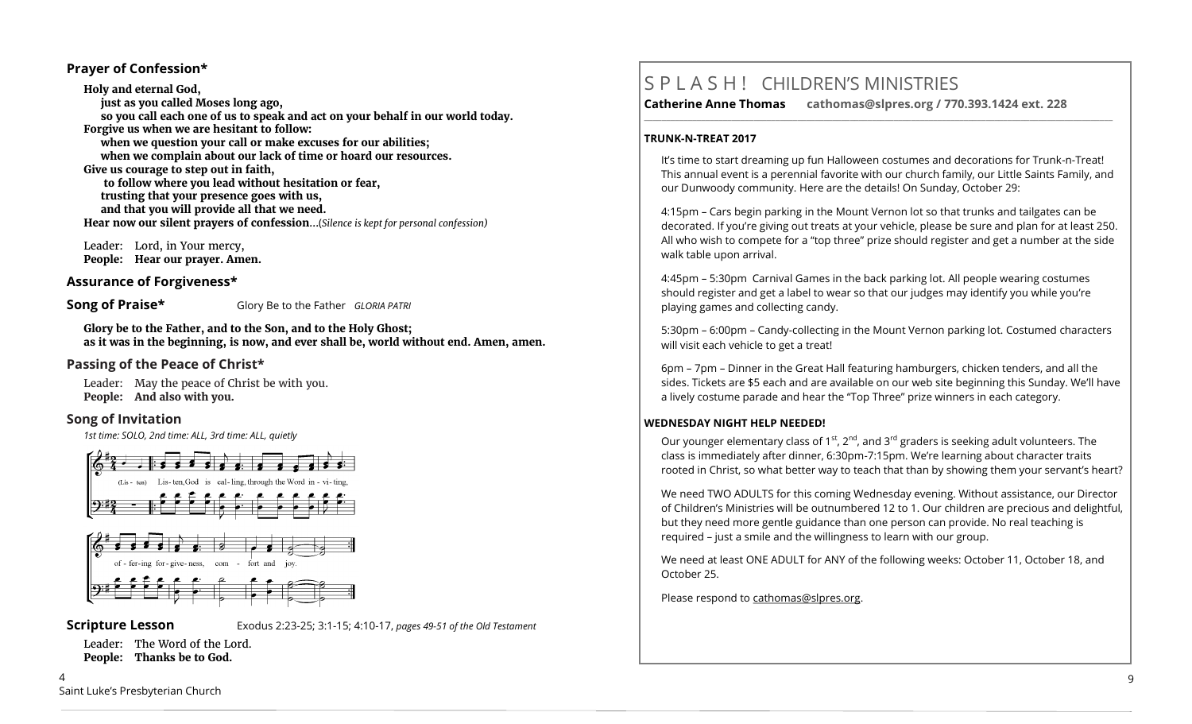## Prayer of Confession*

**Holy and eternal God,**
**just as you called Moses long ago,**
**so you call each one of us to speak and act on your behalf in our world today.**
**Forgive us when we are hesitant to follow:**
**when we question your call or make excuses for our abilities;**
**when we complain about our lack of time or hoard our resources.**
**Give us courage to step out in faith,**
**to follow where you lead without hesitation or fear,**
**trusting that your presence goes with us,**
**and that you will provide all that we need.**
**Hear now our silent prayers of confession**…(*Silence is kept for personal confession)*

Leader: Lord, in Your mercy,
**People: Hear our prayer. Amen.**

## Assurance of Forgiveness*

## Song of Praise*

Glory Be to the Father *GLORIA PATRI*

**Glory be to the Father, and to the Son, and to the Holy Ghost;**
**as it was in the beginning, is now, and ever shall be, world without end. Amen, amen.**

## Passing of the Peace of Christ*

Leader: May the peace of Christ be with you.
**People: And also with you.**

## Song of Invitation

*1st time: SOLO, 2nd time: ALL, 3rd time: ALL, quietly*

(Listen) Listen, God is calling, through the Word inviting, offering forgiveness, comfort and joy.

## Scripture Lesson

Exodus 2:23-25; 3:1-15; 4:10-17, *pages 49-51 of the Old Testament*

Leader: The Word of the Lord.
**People: Thanks be to God.**

# S P L A S H ! CHILDREN'S MINISTRIES

**Catherine Anne Thomas cathomas@slpres.org / 770.393.1424 ext. 228**

### TRUNK-N-TREAT 2017

It's time to start dreaming up fun Halloween costumes and decorations for Trunk-n-Treat! This annual event is a perennial favorite with our church family, our Little Saints Family, and our Dunwoody community. Here are the details! On Sunday, October 29:

4:15pm – Cars begin parking in the Mount Vernon lot so that trunks and tailgates can be decorated. If you're giving out treats at your vehicle, please be sure and plan for at least 250. All who wish to compete for a "top three" prize should register and get a number at the side walk table upon arrival.

4:45pm – 5:30pm Carnival Games in the back parking lot. All people wearing costumes should register and get a label to wear so that our judges may identify you while you're playing games and collecting candy.

5:30pm – 6:00pm – Candy-collecting in the Mount Vernon parking lot. Costumed characters will visit each vehicle to get a treat!

6pm – 7pm – Dinner in the Great Hall featuring hamburgers, chicken tenders, and all the sides. Tickets are $5 each and are available on our web site beginning this Sunday. We'll have a lively costume parade and hear the "Top Three" prize winners in each category.

### WEDNESDAY NIGHT HELP NEEDED!

Our younger elementary class of 1st, 2nd, and 3rd graders is seeking adult volunteers. The class is immediately after dinner, 6:30pm-7:15pm. We're learning about character traits rooted in Christ, so what better way to teach that than by showing them your servant's heart?

We need TWO ADULTS for this coming Wednesday evening. Without assistance, our Director of Children's Ministries will be outnumbered 12 to 1. Our children are precious and delightful, but they need more gentle guidance than one person can provide. No real teaching is required – just a smile and the willingness to learn with our group.

We need at least ONE ADULT for ANY of the following weeks: October 11, October 18, and October 25.

Please respond to cathomas@slpres.org.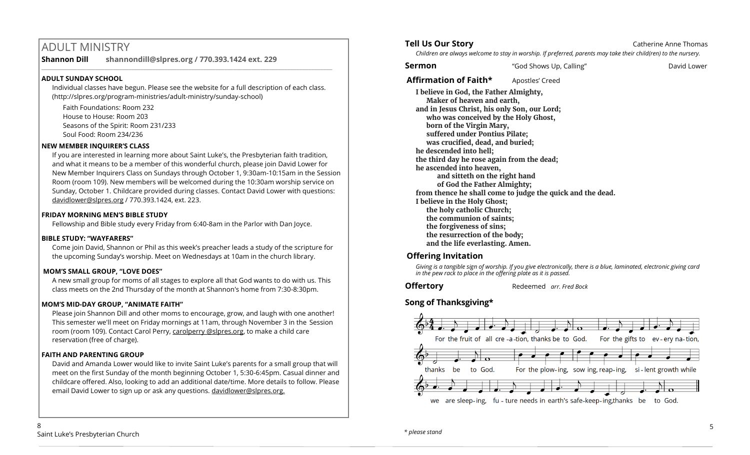## ADULT MINISTRY

**Shannon Dill** **shannondill@slpres.org / 770.393.1424 ext. 229**

### ADULT SUNDAY SCHOOL

Individual classes have begun. Please see the website for a full description of each class. (http://slpres.org/program-ministries/adult-ministry/sunday-school)

Faith Foundations: Room 232
House to House: Room 203
Seasons of the Spirit: Room 231/233
Soul Food: Room 234/236

### NEW MEMBER INQUIRER'S CLASS

If you are interested in learning more about Saint Luke's, the Presbyterian faith tradition, and what it means to be a member of this wonderful church, please join David Lower for New Member Inquirers Class on Sundays through October 1, 9:30am-10:15am in the Session Room (room 109). New members will be welcomed during the 10:30am worship service on Sunday, October 1. Childcare provided during classes. Contact David Lower with questions: davidlower@slpres.org / 770.393.1424, ext. 223.

### FRIDAY MORNING MEN'S BIBLE STUDY

Fellowship and Bible study every Friday from 6:40-8am in the Parlor with Dan Joyce.

### BIBLE STUDY: "WAYFARERS"

Come join David, Shannon or Phil as this week's preacher leads a study of the scripture for the upcoming Sunday's worship. Meet on Wednesdays at 10am in the church library.

### MOM'S SMALL GROUP, "LOVE DOES"

A new small group for moms of all stages to explore all that God wants to do with us. This class meets on the 2nd Thursday of the month at Shannon's home from 7:30-8:30pm.

### MOM'S MID-DAY GROUP, "ANIMATE FAITH"

Please join Shannon Dill and other moms to encourage, grow, and laugh with one another! This semester we'll meet on Friday mornings at 11am, through November 3 in the Session room (room 109). Contact Carol Perry, carolperry @slpres.org, to make a child care reservation (free of charge).

### FAITH AND PARENTING GROUP

David and Amanda Lower would like to invite Saint Luke's parents for a small group that will meet on the first Sunday of the month beginning October 1, 5:30-6:45pm. Casual dinner and childcare offered. Also, looking to add an additional date/time. More details to follow. Please email David Lower to sign up or ask any questions. davidlower@slpres.org.

**Tell Us Our Story** Catherine Anne Thomas

*Children are always welcome to stay in worship. If preferred, parents may take their child(ren) to the nursery.*

**Sermon** "God Shows Up, Calling" David Lower

**Affirmation of Faith*** Apostles' Creed

**I believe in God, the Father Almighty,
Maker of heaven and earth,
and in Jesus Christ, his only Son, our Lord;
who was conceived by the Holy Ghost,
born of the Virgin Mary,
suffered under Pontius Pilate;
was crucified, dead, and buried;
he descended into hell;
the third day he rose again from the dead;
he ascended into heaven,
and sitteth on the right hand
of God the Father Almighty;
from thence he shall come to judge the quick and the dead.
I believe in the Holy Ghost;
the holy catholic Church;
the communion of saints;
the forgiveness of sins;
the resurrection of the body;
and the life everlasting. Amen.**

**Offering Invitation**

*Giving is a tangible sign of worship. If you give electronically, there is a blue, laminated, electronic giving card in the pew rack to place in the offering plate as it is passed.*

**Offertory** Redeemed *arr. Fred Bock*

**Song of Thanksgiving***

For the fruit of all cre-a-tion, thanks be to God. For the gifts to ev-ery na-tion, thanks be to God. For the plow-ing, sow ing, reap-ing, si-lent growth while we are sleep-ing, fu-ture needs in earth's safe-keep-ing, thanks be to God.

*\* please stand*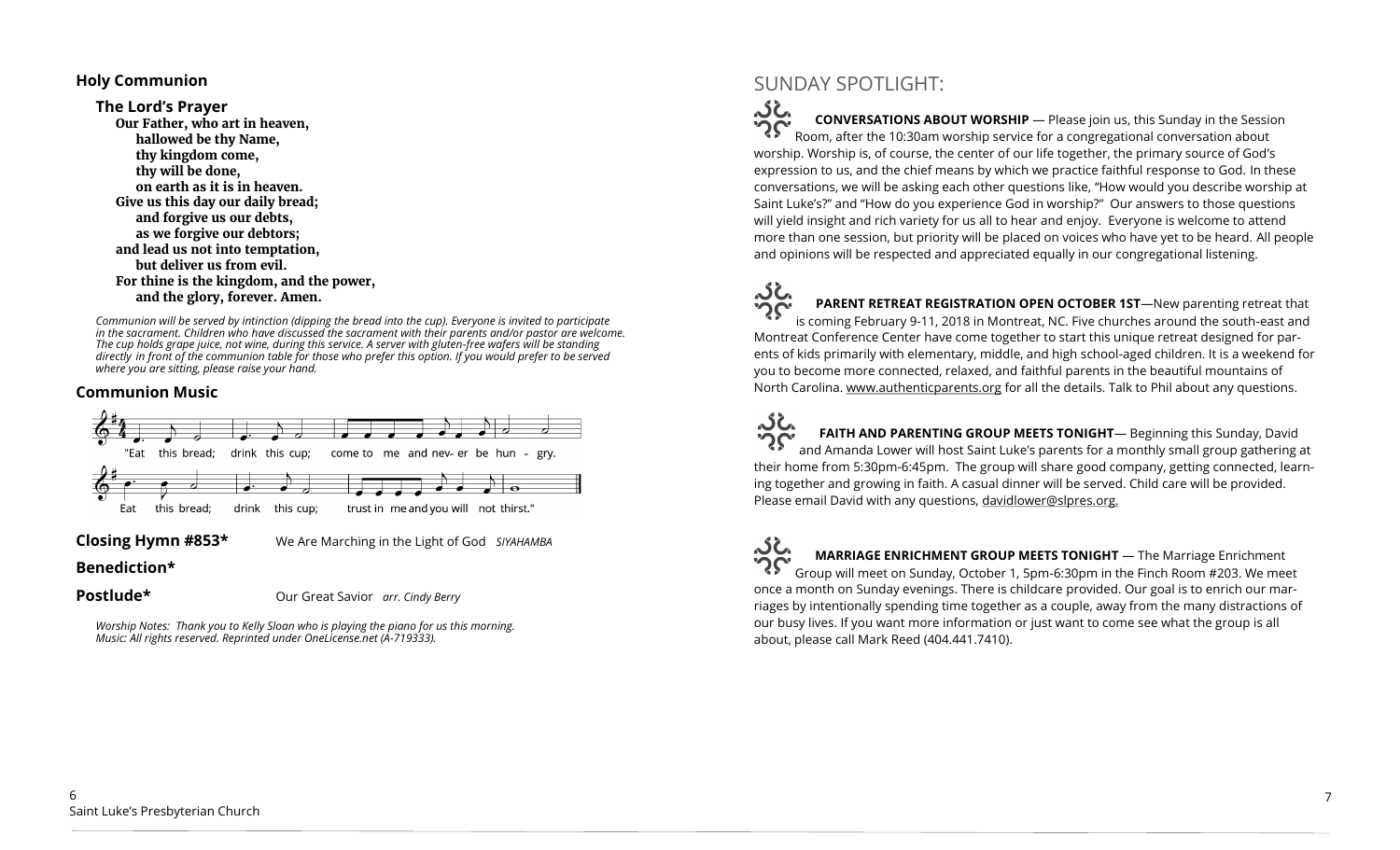### Holy Communion

**The Lord's Prayer**

**Our Father, who art in heaven,**
**hallowed be thy Name,**
**thy kingdom come,**
**thy will be done,**
**on earth as it is in heaven.**
**Give us this day our daily bread;**
**and forgive us our debts,**
**as we forgive our debtors;**
**and lead us not into temptation,**
**but deliver us from evil.**
**For thine is the kingdom, and the power,**
**and the glory, forever. Amen.**

*Communion will be served by intinction (dipping the bread into the cup). Everyone is invited to participate in the sacrament. Children who have discussed the sacrament with their parents and/or pastor are welcome. The cup holds grape juice, not wine, during this service. A server with gluten-free wafers will be standing directly in front of the communion table for those who prefer this option. If you would prefer to be served where you are sitting, please raise your hand.*

**Communion Music**

"Eat this bread; drink this cup; come to me and nev- er be hun - gry.
Eat this bread; drink this cup; trust in me and you will not thirst."

**Closing Hymn #853*** We Are Marching in the Light of God *SIYAHAMBA*

**Benediction***

**Postlude*** Our Great Savior *arr. Cindy Berry*

*Worship Notes: Thank you to Kelly Sloan who is playing the piano for us this morning.*
*Music: All rights reserved. Reprinted under OneLicense.net (A-719333).*

## SUNDAY SPOTLIGHT:

**CONVERSATIONS ABOUT WORSHIP** — Please join us, this Sunday in the Session Room, after the 10:30am worship service for a congregational conversation about worship. Worship is, of course, the center of our life together, the primary source of God's expression to us, and the chief means by which we practice faithful response to God. In these conversations, we will be asking each other questions like, "How would you describe worship at Saint Luke's?" and "How do you experience God in worship?" Our answers to those questions will yield insight and rich variety for us all to hear and enjoy. Everyone is welcome to attend more than one session, but priority will be placed on voices who have yet to be heard. All people and opinions will be respected and appreciated equally in our congregational listening.

**PARENT RETREAT REGISTRATION OPEN OCTOBER 1ST**—New parenting retreat that is coming February 9-11, 2018 in Montreat, NC. Five churches around the south-east and Montreat Conference Center have come together to start this unique retreat designed for parents of kids primarily with elementary, middle, and high school-aged children. It is a weekend for you to become more connected, relaxed, and faithful parents in the beautiful mountains of North Carolina. www.authenticparents.org for all the details. Talk to Phil about any questions.

**FAITH AND PARENTING GROUP MEETS TONIGHT**— Beginning this Sunday, David and Amanda Lower will host Saint Luke's parents for a monthly small group gathering at their home from 5:30pm-6:45pm. The group will share good company, getting connected, learning together and growing in faith. A casual dinner will be served. Child care will be provided. Please email David with any questions, davidlower@slpres.org.

**MARRIAGE ENRICHMENT GROUP MEETS TONIGHT** — The Marriage Enrichment Group will meet on Sunday, October 1, 5pm-6:30pm in the Finch Room #203. We meet once a month on Sunday evenings. There is childcare provided. Our goal is to enrich our marriages by intentionally spending time together as a couple, away from the many distractions of our busy lives. If you want more information or just want to come see what the group is all about, please call Mark Reed (404.441.7410).